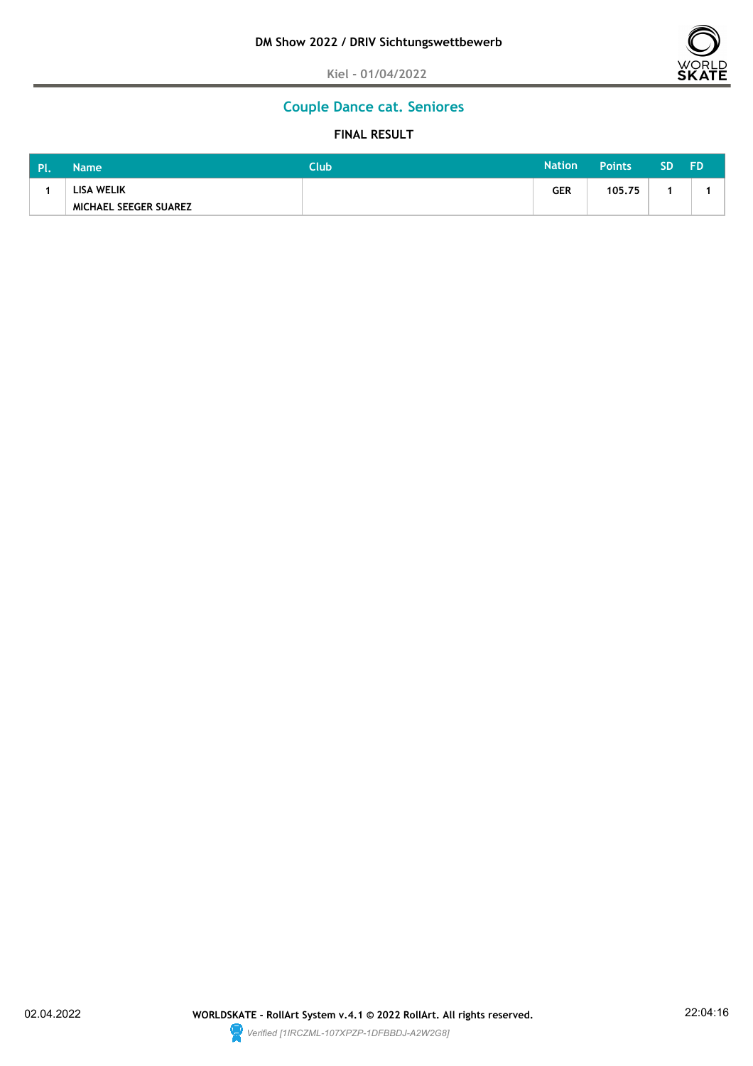# DM Show 2022 / DRIV Sichtungswettbewerb

Kiel - 01/04/2022

## Couple Dance cat. Seniores

### FINAL RESULT

| Pl. | Name | Club | Nation | Points | SD | FD |
|---|---|---|---|---|---|---|
| 1 | LISA WELIK<br>MICHAEL SEEGER SUAREZ | | GER | 105.75 | 1 | 1 |

02.04.2022 **WORLDSKATE - RollArt System v.4.1 © 2022 RollArt. All rights reserved.** 22:04:16

*Verified [1IRCZML-107XPZP-1DFBBDJ-A2W2G8]*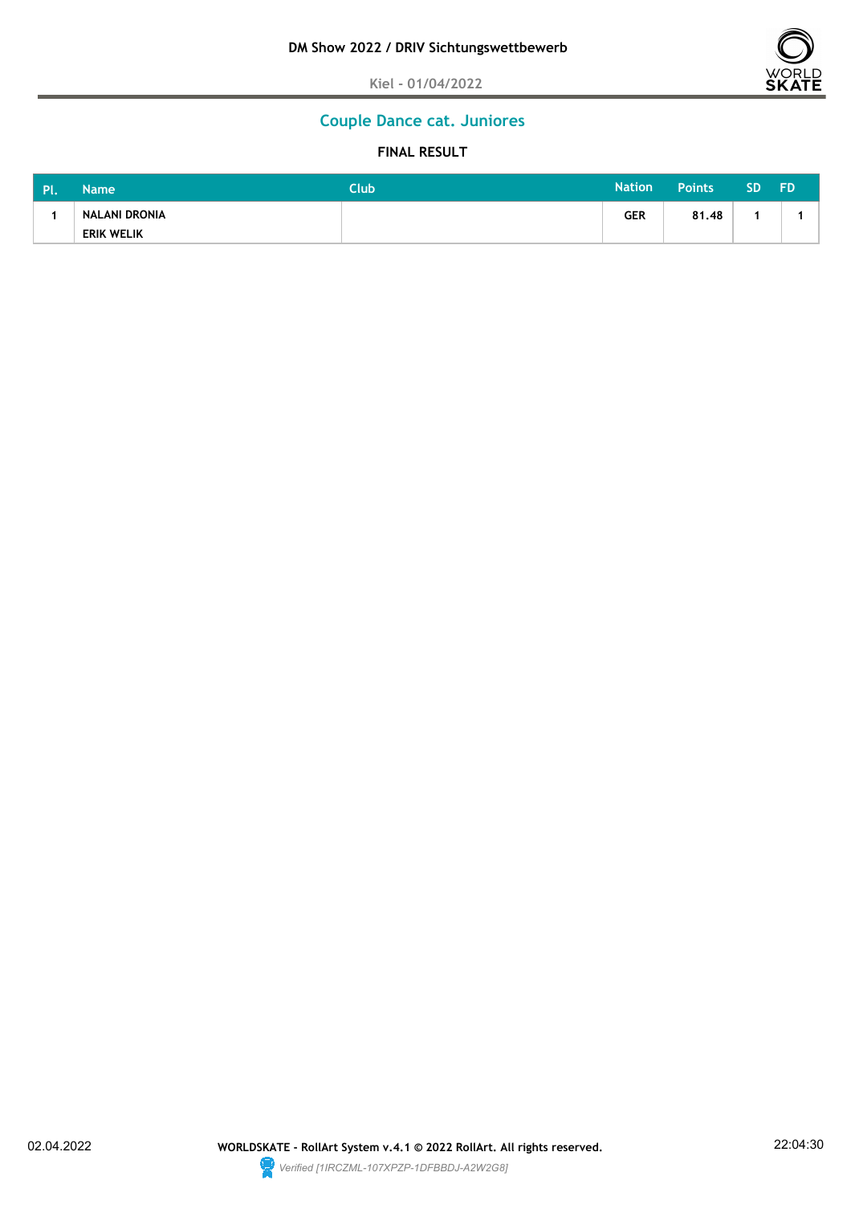**DM Show 2022 / DRIV Sichtungswettbewerb**

Kiel - 01/04/2022

## Couple Dance cat. Juniores

### FINAL RESULT

| Pl. | Name | Club | Nation | Points | SD | FD |
|---|---|---|---|---|---|---|
| 1 | NALANI DRONIA<br>ERIK WELIK | | GER | 81.48 | 1 | 1 |

02.04.2022 **WORLDSKATE - RollArt System v.4.1 © 2022 RollArt. All rights reserved.** 22:04:30

*Verified [1IRCZML-107XPZP-1DFBBDJ-A2W2G8]*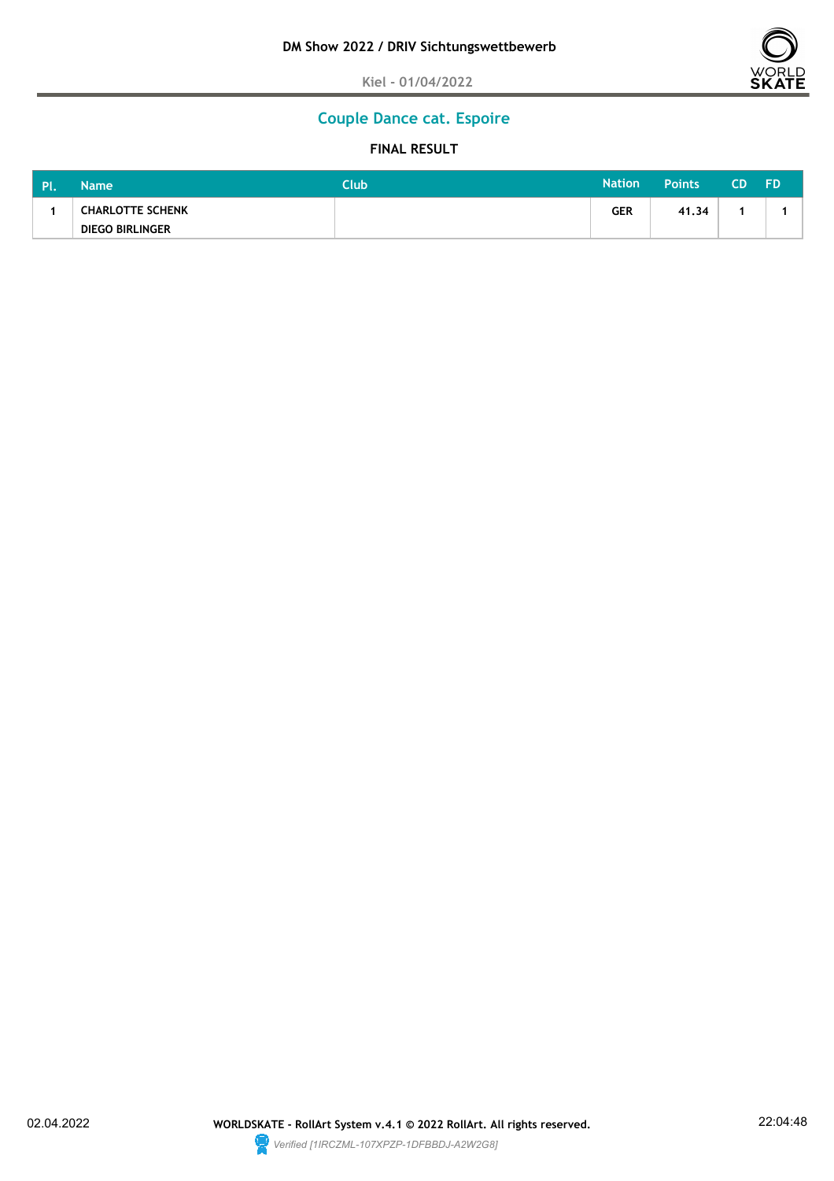DM Show 2022 / DRIV Sichtungswettbewerb

Kiel - 01/04/2022

## Couple Dance cat. Espoire

### FINAL RESULT

| Pl. | Name | Club | Nation | Points | CD | FD |
|---|---|---|---|---|---|---|
| 1 | CHARLOTTE SCHENK<br>DIEGO BIRLINGER | | GER | 41.34 | 1 | 1 |

02.04.2022 WORLDSKATE - RollArt System v.4.1 © 2022 RollArt. All rights reserved. 22:04:48

*Verified [1IRCZML-107XPZP-1DFBBDJ-A2W2G8]*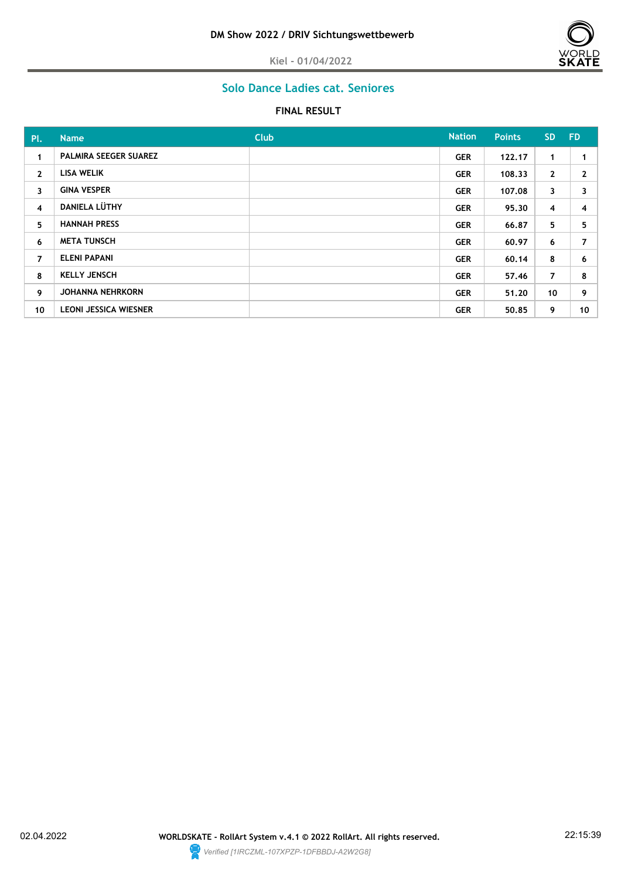DM Show 2022 / DRIV Sichtungswettbewerb

Kiel - 01/04/2022

## Solo Dance Ladies cat. Seniores

### FINAL RESULT

| Pl. | Name | Club | Nation | Points | SD | FD |
|---|---|---|---|---|---|---|
| 1 | PALMIRA SEEGER SUAREZ | | GER | 122.17 | 1 | 1 |
| 2 | LISA WELIK | | GER | 108.33 | 2 | 2 |
| 3 | GINA VESPER | | GER | 107.08 | 3 | 3 |
| 4 | DANIELA LÜTHY | | GER | 95.30 | 4 | 4 |
| 5 | HANNAH PRESS | | GER | 66.87 | 5 | 5 |
| 6 | META TUNSCH | | GER | 60.97 | 6 | 7 |
| 7 | ELENI PAPANI | | GER | 60.14 | 8 | 6 |
| 8 | KELLY JENSCH | | GER | 57.46 | 7 | 8 |
| 9 | JOHANNA NEHRKORN | | GER | 51.20 | 10 | 9 |
| 10 | LEONI JESSICA WIESNER | | GER | 50.85 | 9 | 10 |

02.04.2022 WORLDSKATE - RollArt System v.4.1 © 2022 RollArt. All rights reserved. 22:15:39

*Verified [1IRCZML-107XPZP-1DFBBDJ-A2W2G8]*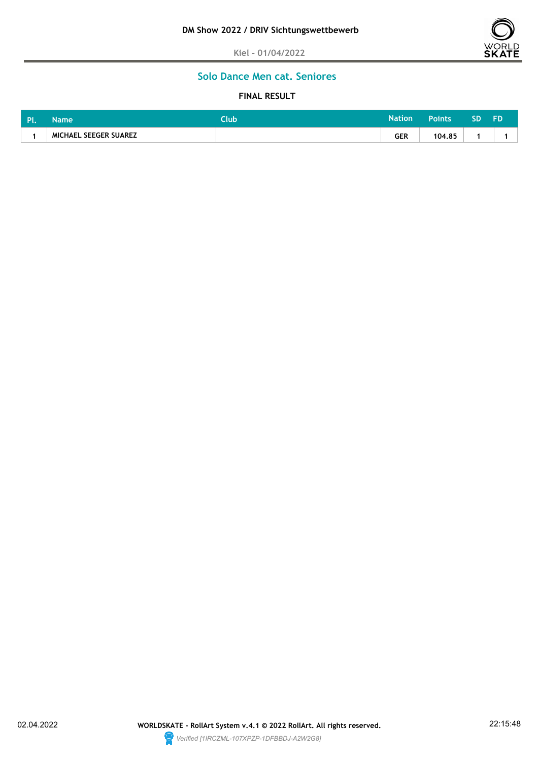DM Show 2022 / DRIV Sichtungswettbewerb

Kiel - 01/04/2022

## Solo Dance Men cat. Seniores

### FINAL RESULT

| Pl. | Name | Club | Nation | Points | SD | FD |
|---|---|---|---|---|---|---|
| 1 | MICHAEL SEEGER SUAREZ | | GER | 104.85 | 1 | 1 |

02.04.2022 WORLDSKATE - RollArt System v.4.1 © 2022 RollArt. All rights reserved. 22:15:48

*Verified [1IRCZML-107XPZP-1DFBBDJ-A2W2G8]*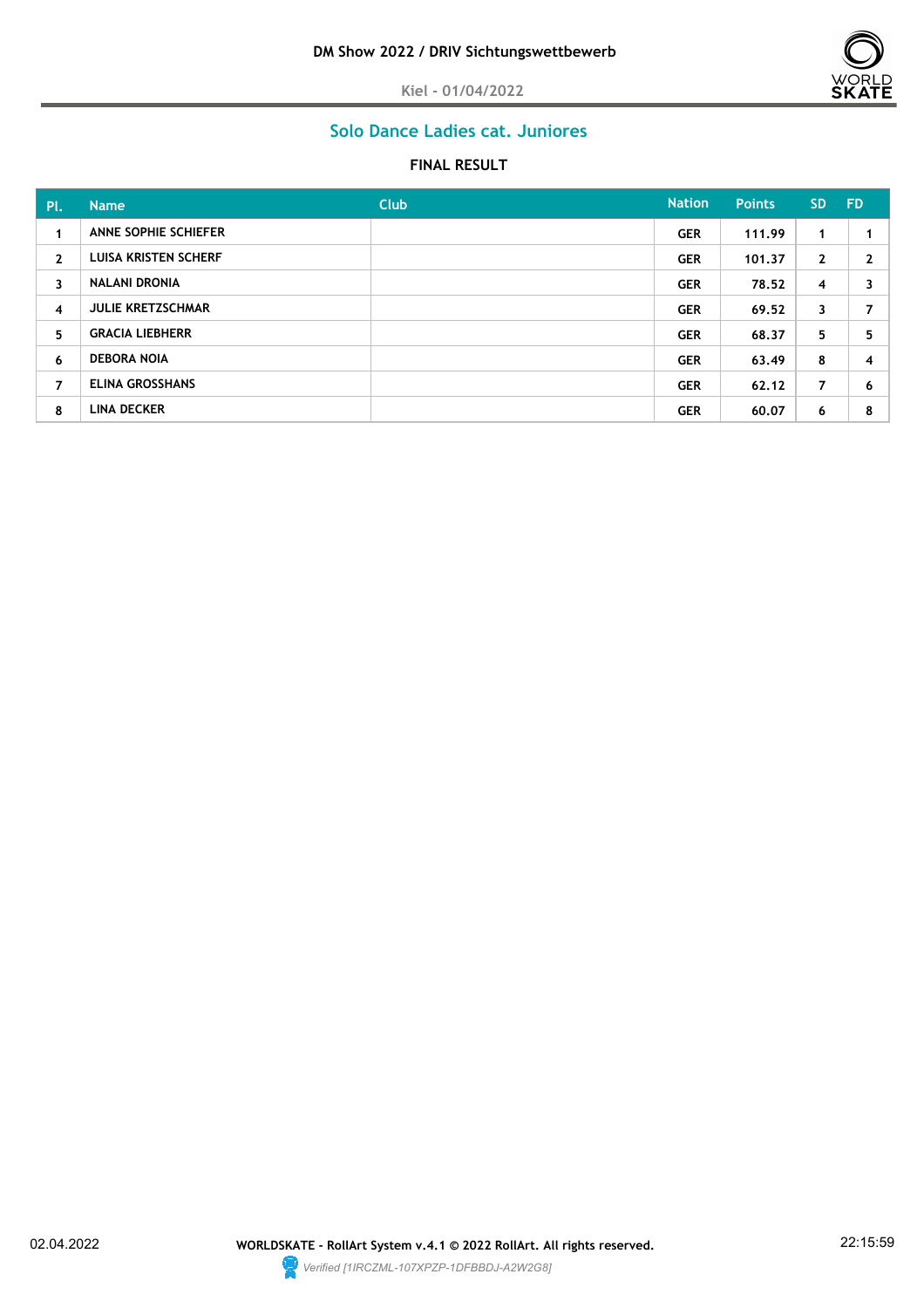DM Show 2022 / DRIV Sichtungswettbewerb

Kiel - 01/04/2022

## Solo Dance Ladies cat. Juniores

### FINAL RESULT

| Pl. | Name | Club | Nation | Points | SD | FD |
|---|---|---|---|---|---|---|
| 1 | ANNE SOPHIE SCHIEFER | | GER | 111.99 | 1 | 1 |
| 2 | LUISA KRISTEN SCHERF | | GER | 101.37 | 2 | 2 |
| 3 | NALANI DRONIA | | GER | 78.52 | 4 | 3 |
| 4 | JULIE KRETZSCHMAR | | GER | 69.52 | 3 | 7 |
| 5 | GRACIA LIEBHERR | | GER | 68.37 | 5 | 5 |
| 6 | DEBORA NOIA | | GER | 63.49 | 8 | 4 |
| 7 | ELINA GROSSHANS | | GER | 62.12 | 7 | 6 |
| 8 | LINA DECKER | | GER | 60.07 | 6 | 8 |

02.04.2022 WORLDSKATE - RollArt System v.4.1 © 2022 RollArt. All rights reserved. 22:15:59

*Verified [1IRCZML-107XPZP-1DFBBDJ-A2W2G8]*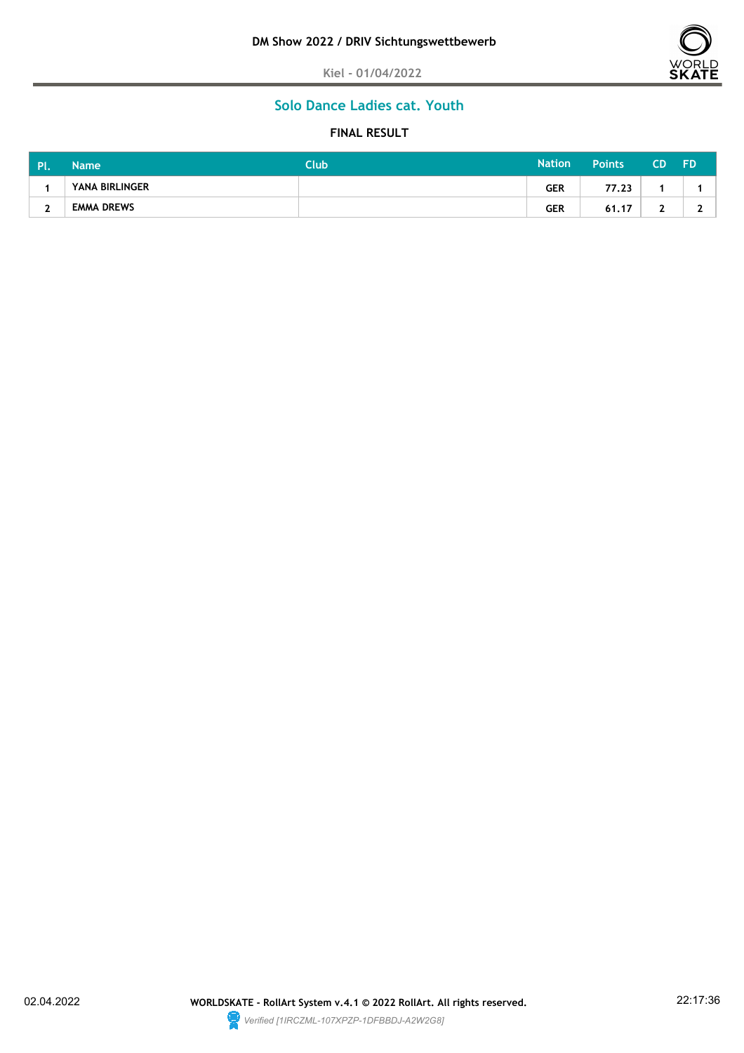DM Show 2022 / DRIV Sichtungswettbewerb

Kiel - 01/04/2022

## Solo Dance Ladies cat. Youth

### FINAL RESULT

| Pl. | Name | Club | Nation | Points | CD | FD |
|---|---|---|---|---|---|---|
| 1 | YANA BIRLINGER | | GER | 77.23 | 1 | 1 |
| 2 | EMMA DREWS | | GER | 61.17 | 2 | 2 |

02.04.2022 WORLDSKATE - RollArt System v.4.1 © 2022 RollArt. All rights reserved. 22:17:36

*Verified [1IRCZML-107XPZP-1DFBBDJ-A2W2G8]*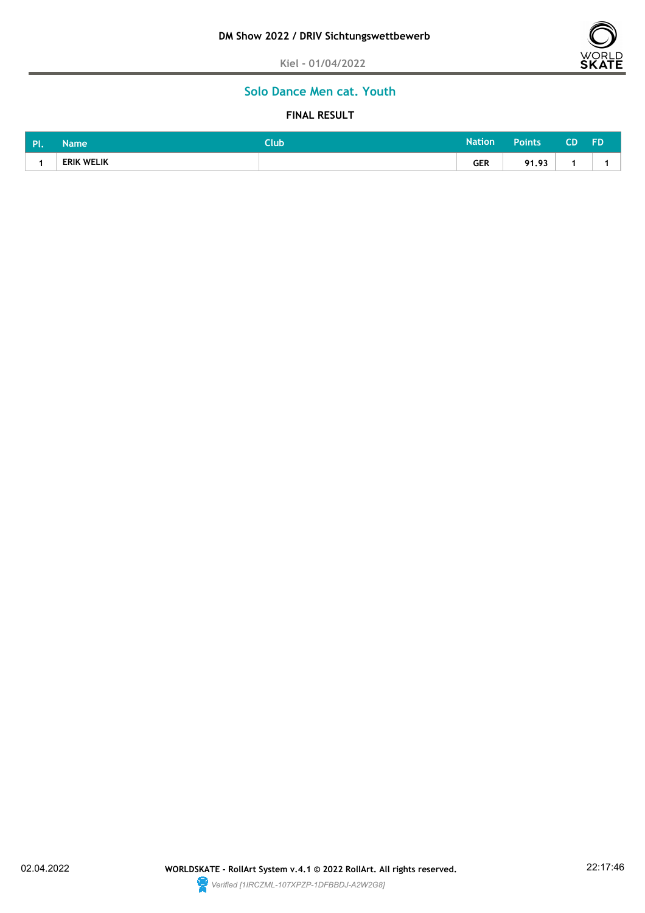DM Show 2022 / DRIV Sichtungswettbewerb

Kiel - 01/04/2022

## Solo Dance Men cat. Youth

### FINAL RESULT

| Pl. | Name | Club | Nation | Points | CD | FD |
|---|---|---|---|---|---|---|
| 1 | ERIK WELIK | | GER | 91.93 | 1 | 1 |

02.04.2022 WORLDSKATE - RollArt System v.4.1 © 2022 RollArt. All rights reserved. 22:17:46

*Verified [1IRCZML-107XPZP-1DFBBDJ-A2W2G8]*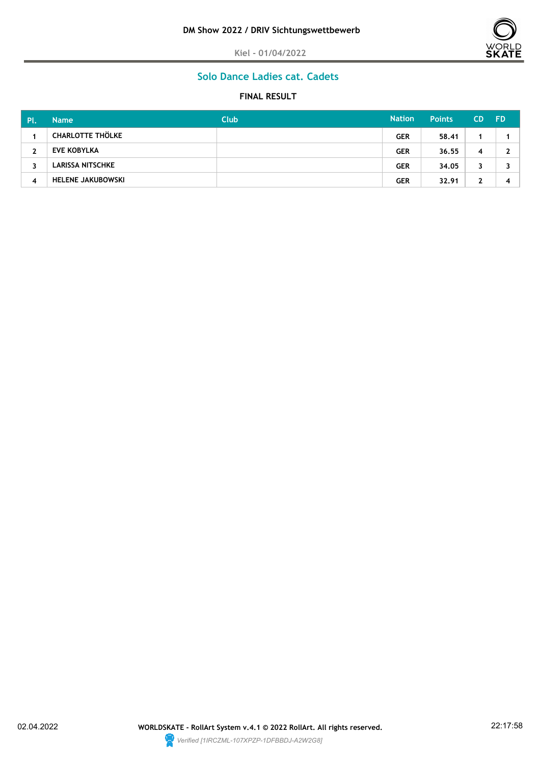DM Show 2022 / DRIV Sichtungswettbewerb

Kiel - 01/04/2022

## Solo Dance Ladies cat. Cadets

### FINAL RESULT

| Pl. | Name | Club | Nation | Points | CD | FD |
|---|---|---|---|---|---|---|
| 1 | CHARLOTTE THÖLKE | | GER | 58.41 | 1 | 1 |
| 2 | EVE KOBYLKA | | GER | 36.55 | 4 | 2 |
| 3 | LARISSA NITSCHKE | | GER | 34.05 | 3 | 3 |
| 4 | HELENE JAKUBOWSKI | | GER | 32.91 | 2 | 4 |

02.04.2022 WORLDSKATE - RollArt System v.4.1 © 2022 RollArt. All rights reserved. 22:17:58

*Verified [1IRCZML-107XPZP-1DFBBDJ-A2W2G8]*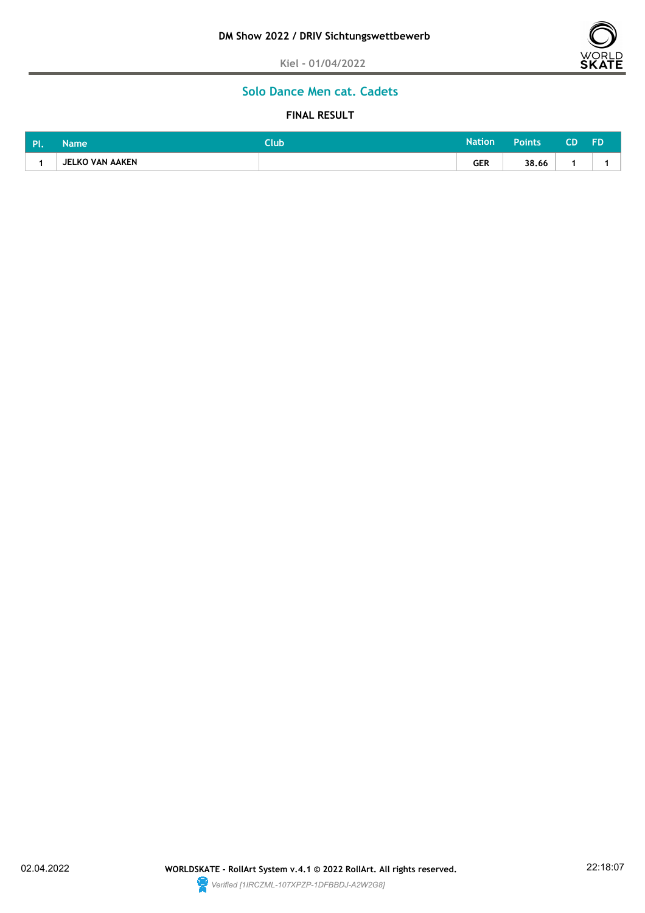DM Show 2022 / DRIV Sichtungswettbewerb

Kiel - 01/04/2022

## Solo Dance Men cat. Cadets

### FINAL RESULT

| Pl. | Name | Club | Nation | Points | CD | FD |
|---|---|---|---|---|---|---|
| 1 | JELKO VAN AAKEN | | GER | 38.66 | 1 | 1 |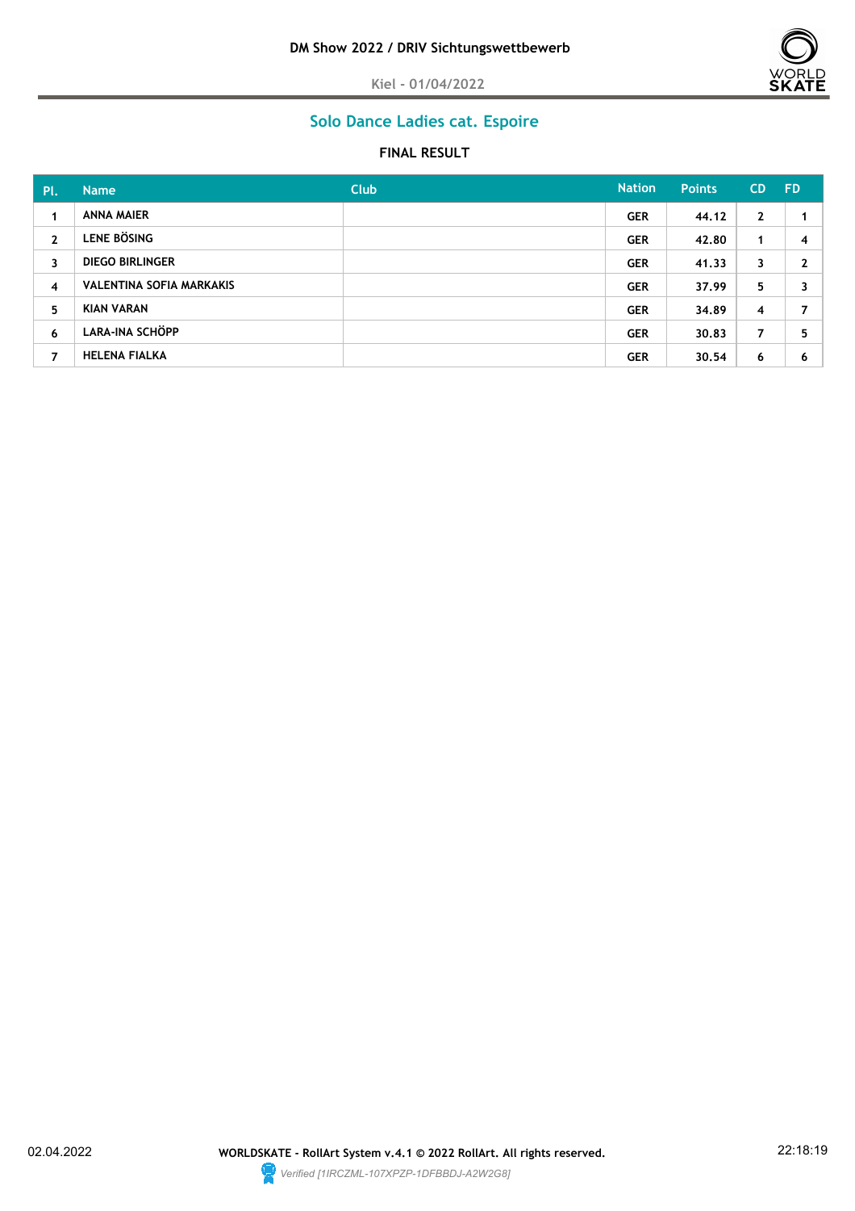DM Show 2022 / DRIV Sichtungswettbewerb

Kiel - 01/04/2022

## Solo Dance Ladies cat. Espoire

### FINAL RESULT

| Pl. | Name | Club | Nation | Points | CD | FD |
|---|---|---|---|---|---|---|
| 1 | ANNA MAIER | | GER | 44.12 | 2 | 1 |
| 2 | LENE BÖSING | | GER | 42.80 | 1 | 4 |
| 3 | DIEGO BIRLINGER | | GER | 41.33 | 3 | 2 |
| 4 | VALENTINA SOFIA MARKAKIS | | GER | 37.99 | 5 | 3 |
| 5 | KIAN VARAN | | GER | 34.89 | 4 | 7 |
| 6 | LARA-INA SCHÖPP | | GER | 30.83 | 7 | 5 |
| 7 | HELENA FIALKA | | GER | 30.54 | 6 | 6 |

02.04.2022 — WORLDSKATE - RollArt System v.4.1 © 2022 RollArt. All rights reserved. — 22:18:19

*Verified [1IRCZML-107XPZP-1DFBBDJ-A2W2G8]*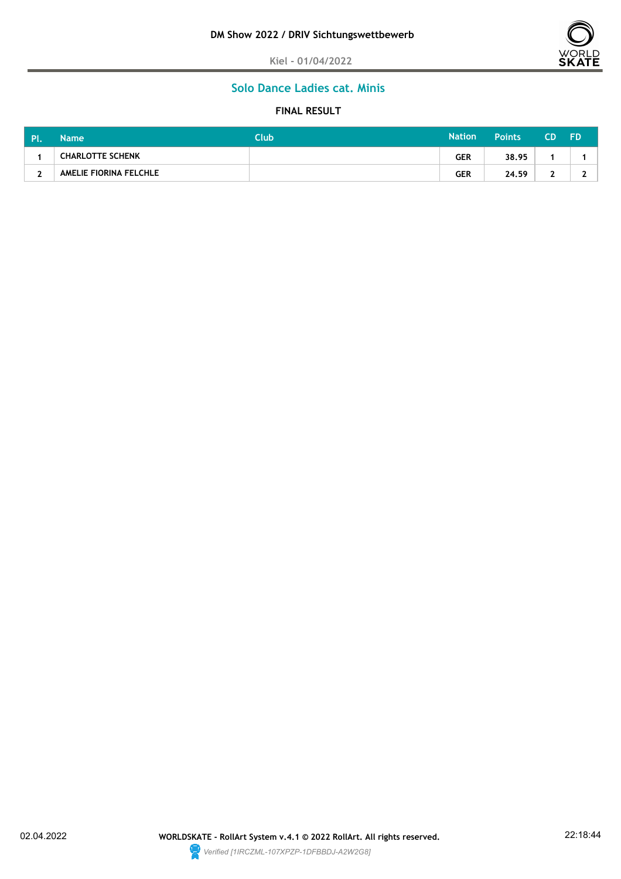DM Show 2022 / DRIV Sichtungswettbewerb

Kiel - 01/04/2022

## Solo Dance Ladies cat. Minis

### FINAL RESULT

| Pl. | Name | Club | Nation | Points | CD | FD |
|---|---|---|---|---|---|---|
| 1 | CHARLOTTE SCHENK | | GER | 38.95 | 1 | 1 |
| 2 | AMELIE FIORINA FELCHLE | | GER | 24.59 | 2 | 2 |

02.04.2022 WORLDSKATE - RollArt System v.4.1 © 2022 RollArt. All rights reserved. 22:18:44

*Verified [1IRCZML-107XPZP-1DFBBDJ-A2W2G8]*